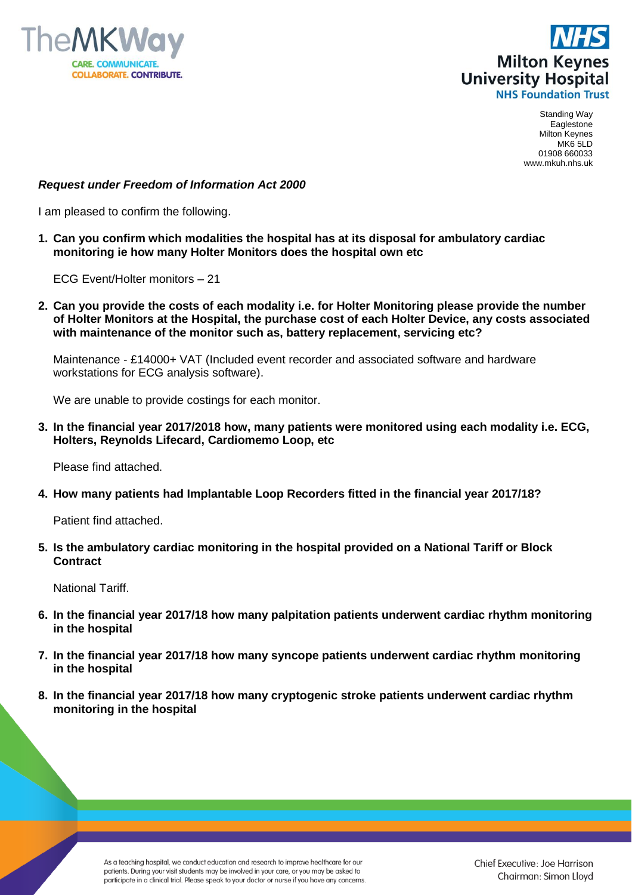Standing Way
Eaglestone
Milton Keynes
MK6 5LD
01908 660033
www.mkuh.nhs.uk

***Request under Freedom of Information Act 2000***

I am pleased to confirm the following.

1. **Can you confirm which modalities the hospital has at its disposal for ambulatory cardiac monitoring ie how many Holter Monitors does the hospital own etc**

   ECG Event/Holter monitors – 21

2. **Can you provide the costs of each modality i.e. for Holter Monitoring please provide the number of Holter Monitors at the Hospital, the purchase cost of each Holter Device, any costs associated with maintenance of the monitor such as, battery replacement, servicing etc?**

   Maintenance - £14000+ VAT (Included event recorder and associated software and hardware workstations for ECG analysis software).

   We are unable to provide costings for each monitor.

3. **In the financial year 2017/2018 how, many patients were monitored using each modality i.e. ECG, Holters, Reynolds Lifecard, Cardiomemo Loop, etc**

   Please find attached.

4. **How many patients had Implantable Loop Recorders fitted in the financial year 2017/18?**

   Patient find attached.

5. **Is the ambulatory cardiac monitoring in the hospital provided on a National Tariff or Block Contract**

   National Tariff.

6. **In the financial year 2017/18 how many palpitation patients underwent cardiac rhythm monitoring in the hospital**

7. **In the financial year 2017/18 how many syncope patients underwent cardiac rhythm monitoring in the hospital**

8. **In the financial year 2017/18 how many cryptogenic stroke patients underwent cardiac rhythm monitoring in the hospital**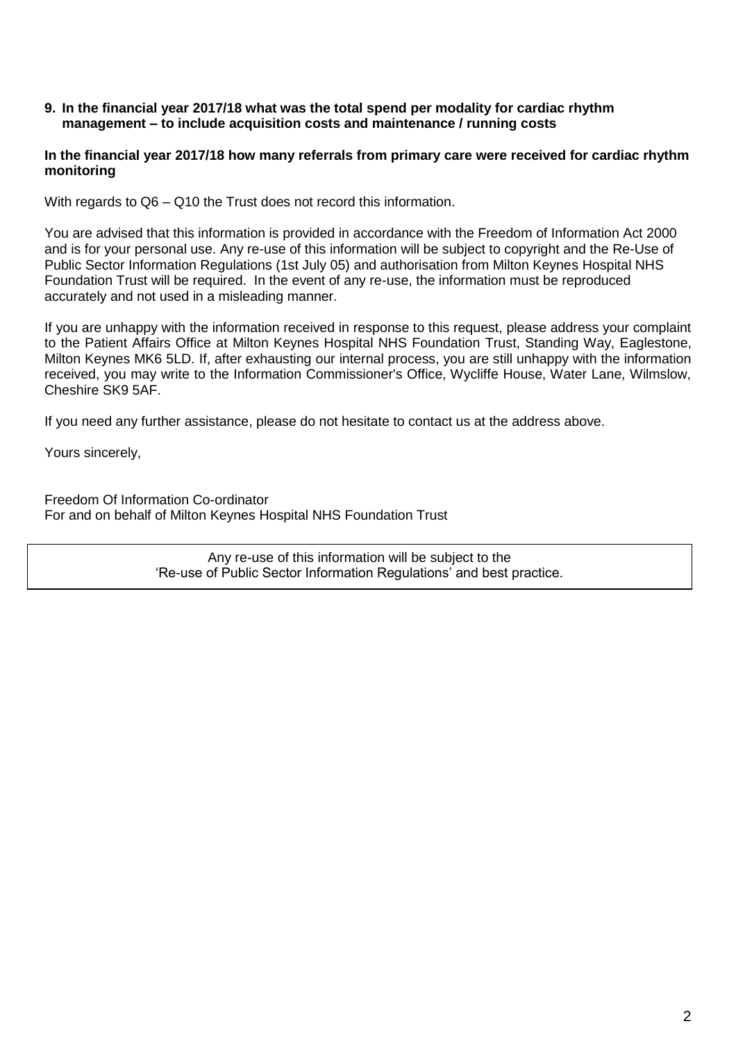**9. In the financial year 2017/18 what was the total spend per modality for cardiac rhythm management – to include acquisition costs and maintenance / running costs**

**In the financial year 2017/18 how many referrals from primary care were received for cardiac rhythm monitoring**

With regards to Q6 – Q10 the Trust does not record this information.

You are advised that this information is provided in accordance with the Freedom of Information Act 2000 and is for your personal use. Any re-use of this information will be subject to copyright and the Re-Use of Public Sector Information Regulations (1st July 05) and authorisation from Milton Keynes Hospital NHS Foundation Trust will be required. In the event of any re-use, the information must be reproduced accurately and not used in a misleading manner.

If you are unhappy with the information received in response to this request, please address your complaint to the Patient Affairs Office at Milton Keynes Hospital NHS Foundation Trust, Standing Way, Eaglestone, Milton Keynes MK6 5LD. If, after exhausting our internal process, you are still unhappy with the information received, you may write to the Information Commissioner's Office, Wycliffe House, Water Lane, Wilmslow, Cheshire SK9 5AF.

If you need any further assistance, please do not hesitate to contact us at the address above.

Yours sincerely,

Freedom Of Information Co-ordinator
For and on behalf of Milton Keynes Hospital NHS Foundation Trust

Any re-use of this information will be subject to the
'Re-use of Public Sector Information Regulations' and best practice.